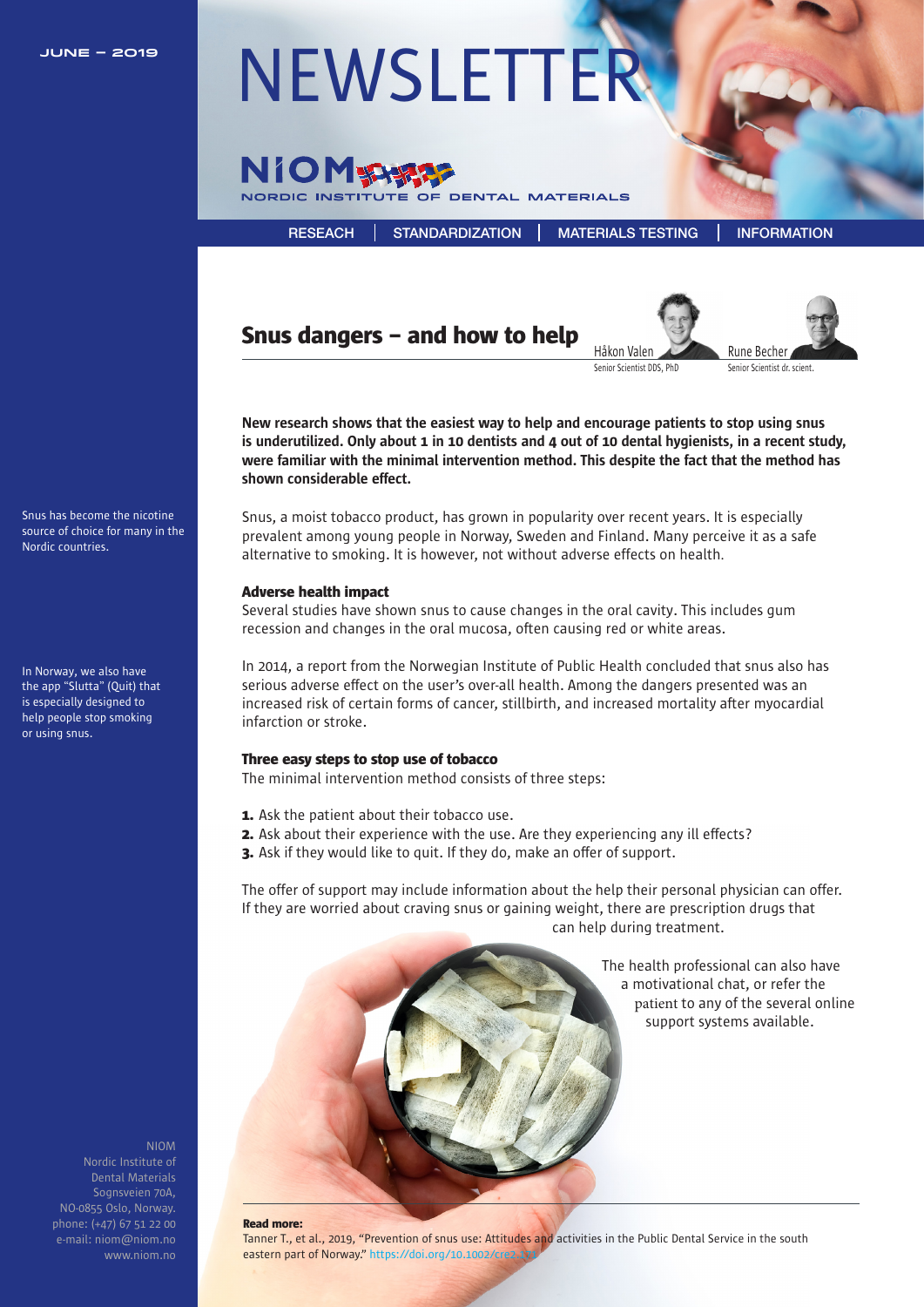JUNE – 2019

# NEWSLETTER

NIOM
NORDIC INSTITUTE OF DENTAL MATERIALS

RESEACH | STANDARDIZATION | MATERIALS TESTING | INFORMATION

## Snus dangers – and how to help

Håkon Valen
Senior Scientist DDS, PhD

Rune Becher
Senior Scientist dr. scient.

**New research shows that the easiest way to help and encourage patients to stop using snus is underutilized. Only about 1 in 10 dentists and 4 out of 10 dental hygienists, in a recent study, were familiar with the minimal intervention method. This despite the fact that the method has shown considerable effect.**

Snus has become the nicotine source of choice for many in the Nordic countries.

Snus, a moist tobacco product, has grown in popularity over recent years. It is especially prevalent among young people in Norway, Sweden and Finland. Many perceive it as a safe alternative to smoking. It is however, not without adverse effects on health.

### Adverse health impact

Several studies have shown snus to cause changes in the oral cavity. This includes gum recession and changes in the oral mucosa, often causing red or white areas.

In Norway, we also have the app "Slutta" (Quit) that is especially designed to help people stop smoking or using snus.

In 2014, a report from the Norwegian Institute of Public Health concluded that snus also has serious adverse effect on the user's over-all health. Among the dangers presented was an increased risk of certain forms of cancer, stillbirth, and increased mortality after myocardial infarction or stroke.

### Three easy steps to stop use of tobacco

The minimal intervention method consists of three steps:

1. Ask the patient about their tobacco use.
2. Ask about their experience with the use. Are they experiencing any ill effects?
3. Ask if they would like to quit. If they do, make an offer of support.

The offer of support may include information about the help their personal physician can offer. If they are worried about craving snus or gaining weight, there are prescription drugs that can help during treatment.

The health professional can also have a motivational chat, or refer the patient to any of the several online support systems available.

**Read more:**
Tanner T., et al., 2019, "Prevention of snus use: Attitudes and activities in the Public Dental Service in the south eastern part of Norway." https://doi.org/10.1002/cre2.171

NIOM
Nordic Institute of Dental Materials
Sognsveien 70A,
NO-0855 Oslo, Norway.
phone: (+47) 67 51 22 00
e-mail: niom@niom.no
www.niom.no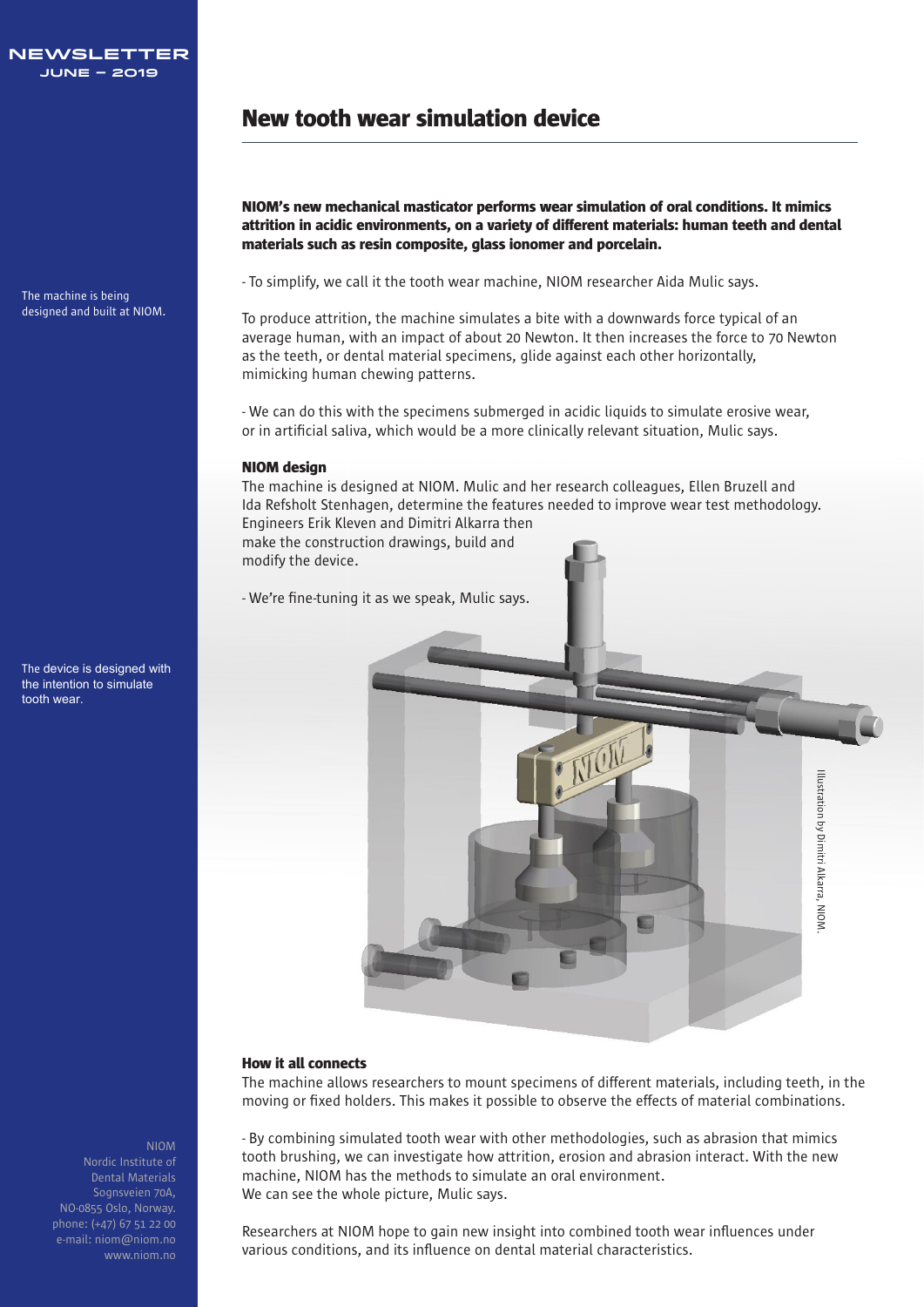# New tooth wear simulation device

**NIOM's new mechanical masticator performs wear simulation of oral conditions. It mimics attrition in acidic environments, on a variety of different materials: human teeth and dental materials such as resin composite, glass ionomer and porcelain.**

The machine is being designed and built at NIOM.

- To simplify, we call it the tooth wear machine, NIOM researcher Aida Mulic says.

To produce attrition, the machine simulates a bite with a downwards force typical of an average human, with an impact of about 20 Newton. It then increases the force to 70 Newton as the teeth, or dental material specimens, glide against each other horizontally, mimicking human chewing patterns.

- We can do this with the specimens submerged in acidic liquids to simulate erosive wear, or in artificial saliva, which would be a more clinically relevant situation, Mulic says.

### NIOM design

The machine is designed at NIOM. Mulic and her research colleagues, Ellen Bruzell and Ida Refsholt Stenhagen, determine the features needed to improve wear test methodology. Engineers Erik Kleven and Dimitri Alkarra then make the construction drawings, build and modify the device.

- We're fine-tuning it as we speak, Mulic says.

The device is designed with the intention to simulate tooth wear.

Illustration by Dimitri Alkarra, NIOM.

### How it all connects

The machine allows researchers to mount specimens of different materials, including teeth, in the moving or fixed holders. This makes it possible to observe the effects of material combinations.

- By combining simulated tooth wear with other methodologies, such as abrasion that mimics tooth brushing, we can investigate how attrition, erosion and abrasion interact. With the new machine, NIOM has the methods to simulate an oral environment.
We can see the whole picture, Mulic says.

Researchers at NIOM hope to gain new insight into combined tooth wear influences under various conditions, and its influence on dental material characteristics.

NIOM
Nordic Institute of Dental Materials
Sognsveien 70A,
NO-0855 Oslo, Norway.
phone: (+47) 67 51 22 00
e-mail: niom@niom.no
www.niom.no